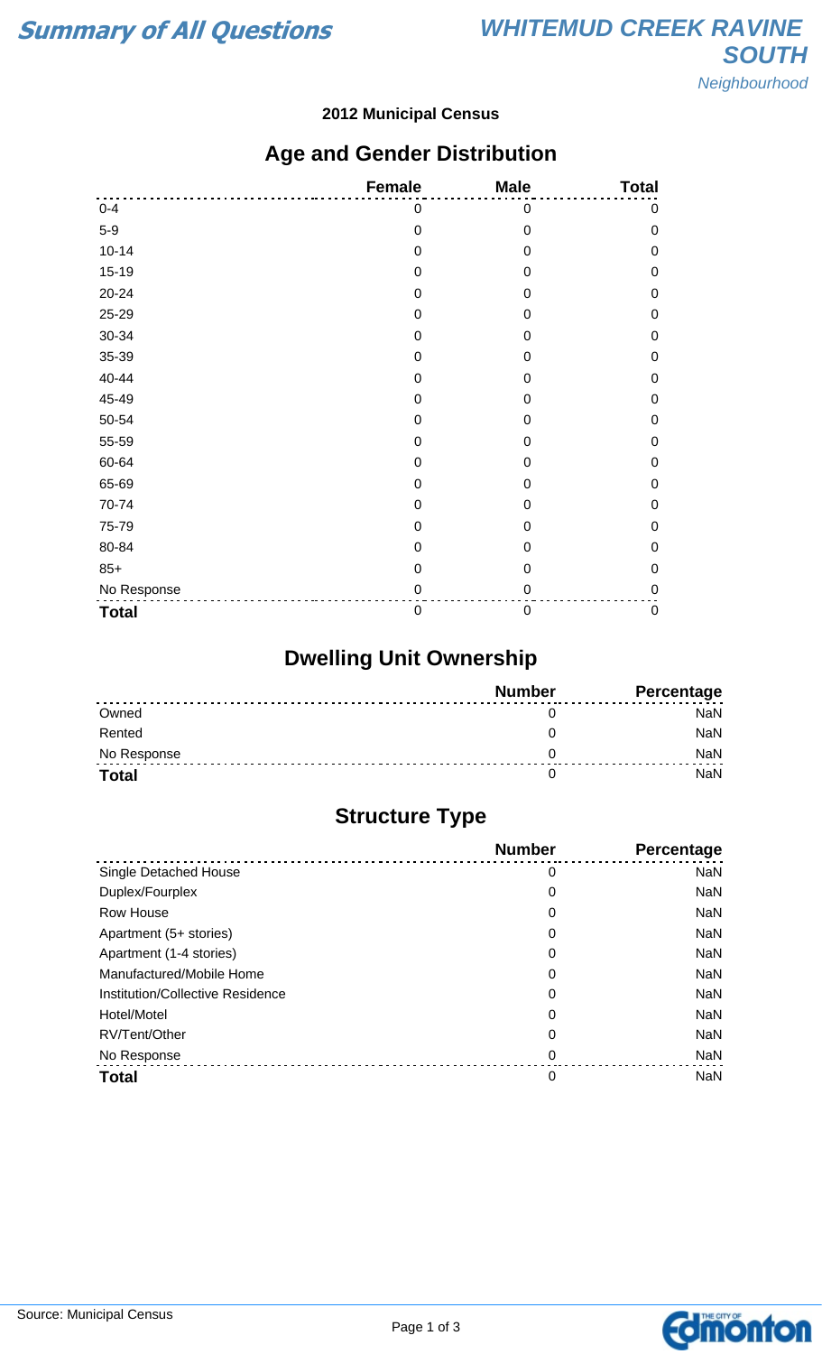# Summary of All Questions

## WHITEMUD CREEK RAVINE SOUTH

*Neighbourhood*

**2012 Municipal Census**

## Age and Gender Distribution

| | Female | Male | Total |
|---|---|---|---|
| 0-4 | 0 | 0 | 0 |
| 5-9 | 0 | 0 | 0 |
| 10-14 | 0 | 0 | 0 |
| 15-19 | 0 | 0 | 0 |
| 20-24 | 0 | 0 | 0 |
| 25-29 | 0 | 0 | 0 |
| 30-34 | 0 | 0 | 0 |
| 35-39 | 0 | 0 | 0 |
| 40-44 | 0 | 0 | 0 |
| 45-49 | 0 | 0 | 0 |
| 50-54 | 0 | 0 | 0 |
| 55-59 | 0 | 0 | 0 |
| 60-64 | 0 | 0 | 0 |
| 65-69 | 0 | 0 | 0 |
| 70-74 | 0 | 0 | 0 |
| 75-79 | 0 | 0 | 0 |
| 80-84 | 0 | 0 | 0 |
| 85+ | 0 | 0 | 0 |
| No Response | 0 | 0 | 0 |
| **Total** | 0 | 0 | 0 |

## Dwelling Unit Ownership

| | Number | Percentage |
|---|---|---|
| Owned | 0 | NaN |
| Rented | 0 | NaN |
| No Response | 0 | NaN |
| **Total** | 0 | NaN |

## Structure Type

| | Number | Percentage |
|---|---|---|
| Single Detached House | 0 | NaN |
| Duplex/Fourplex | 0 | NaN |
| Row House | 0 | NaN |
| Apartment (5+ stories) | 0 | NaN |
| Apartment (1-4 stories) | 0 | NaN |
| Manufactured/Mobile Home | 0 | NaN |
| Institution/Collective Residence | 0 | NaN |
| Hotel/Motel | 0 | NaN |
| RV/Tent/Other | 0 | NaN |
| No Response | 0 | NaN |
| **Total** | 0 | NaN |

Source: Municipal Census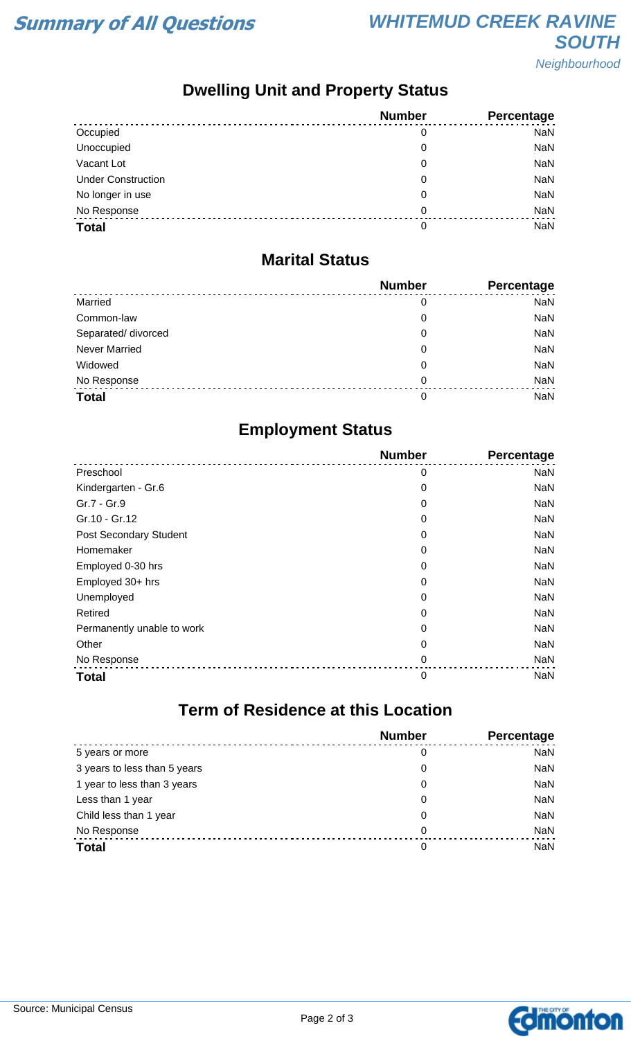# Summary of All Questions

## WHITEMUD CREEK RAVINE SOUTH

*Neighbourhood*

### Dwelling Unit and Property Status

| | Number | Percentage |
|---|---|---|
| Occupied | 0 | NaN |
| Unoccupied | 0 | NaN |
| Vacant Lot | 0 | NaN |
| Under Construction | 0 | NaN |
| No longer in use | 0 | NaN |
| No Response | 0 | NaN |
| **Total** | 0 | NaN |

### Marital Status

| | Number | Percentage |
|---|---|---|
| Married | 0 | NaN |
| Common-law | 0 | NaN |
| Separated/ divorced | 0 | NaN |
| Never Married | 0 | NaN |
| Widowed | 0 | NaN |
| No Response | 0 | NaN |
| **Total** | 0 | NaN |

### Employment Status

| | Number | Percentage |
|---|---|---|
| Preschool | 0 | NaN |
| Kindergarten - Gr.6 | 0 | NaN |
| Gr.7 - Gr.9 | 0 | NaN |
| Gr.10 - Gr.12 | 0 | NaN |
| Post Secondary Student | 0 | NaN |
| Homemaker | 0 | NaN |
| Employed 0-30 hrs | 0 | NaN |
| Employed 30+ hrs | 0 | NaN |
| Unemployed | 0 | NaN |
| Retired | 0 | NaN |
| Permanently unable to work | 0 | NaN |
| Other | 0 | NaN |
| No Response | 0 | NaN |
| **Total** | 0 | NaN |

### Term of Residence at this Location

| | Number | Percentage |
|---|---|---|
| 5 years or more | 0 | NaN |
| 3 years to less than 5 years | 0 | NaN |
| 1 year to less than 3 years | 0 | NaN |
| Less than 1 year | 0 | NaN |
| Child less than 1 year | 0 | NaN |
| No Response | 0 | NaN |
| **Total** | 0 | NaN |

Source: Municipal Census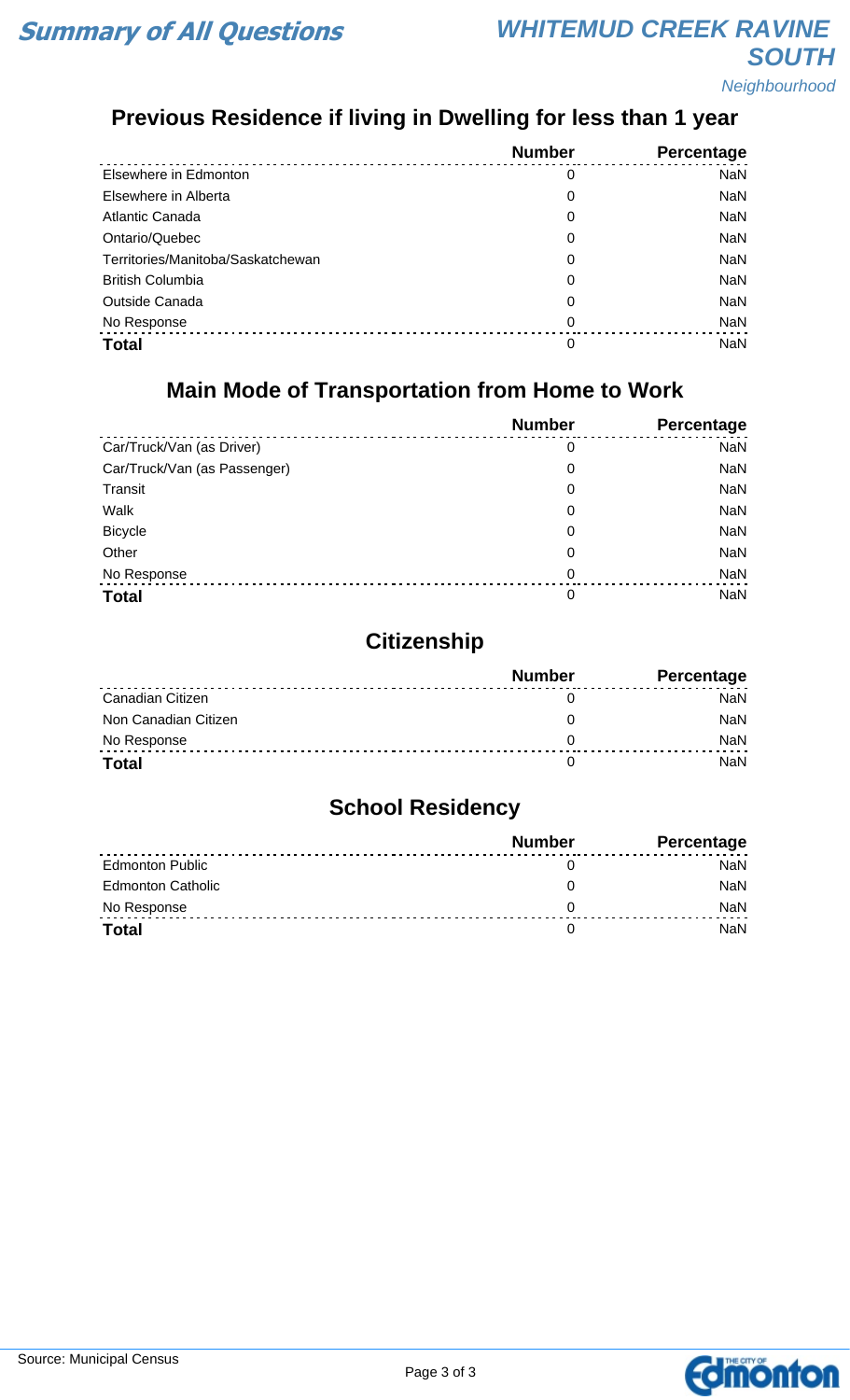## Previous Residence if living in Dwelling for less than 1 year

| | Number | Percentage |
|---|---|---|
| Elsewhere in Edmonton | 0 | NaN |
| Elsewhere in Alberta | 0 | NaN |
| Atlantic Canada | 0 | NaN |
| Ontario/Quebec | 0 | NaN |
| Territories/Manitoba/Saskatchewan | 0 | NaN |
| British Columbia | 0 | NaN |
| Outside Canada | 0 | NaN |
| No Response | 0 | NaN |
| **Total** | 0 | NaN |

## Main Mode of Transportation from Home to Work

| | Number | Percentage |
|---|---|---|
| Car/Truck/Van (as Driver) | 0 | NaN |
| Car/Truck/Van (as Passenger) | 0 | NaN |
| Transit | 0 | NaN |
| Walk | 0 | NaN |
| Bicycle | 0 | NaN |
| Other | 0 | NaN |
| No Response | 0 | NaN |
| **Total** | 0 | NaN |

## Citizenship

| | Number | Percentage |
|---|---|---|
| Canadian Citizen | 0 | NaN |
| Non Canadian Citizen | 0 | NaN |
| No Response | 0 | NaN |
| **Total** | 0 | NaN |

## School Residency

| | Number | Percentage |
|---|---|---|
| Edmonton Public | 0 | NaN |
| Edmonton Catholic | 0 | NaN |
| No Response | 0 | NaN |
| **Total** | 0 | NaN |

Source: Municipal Census